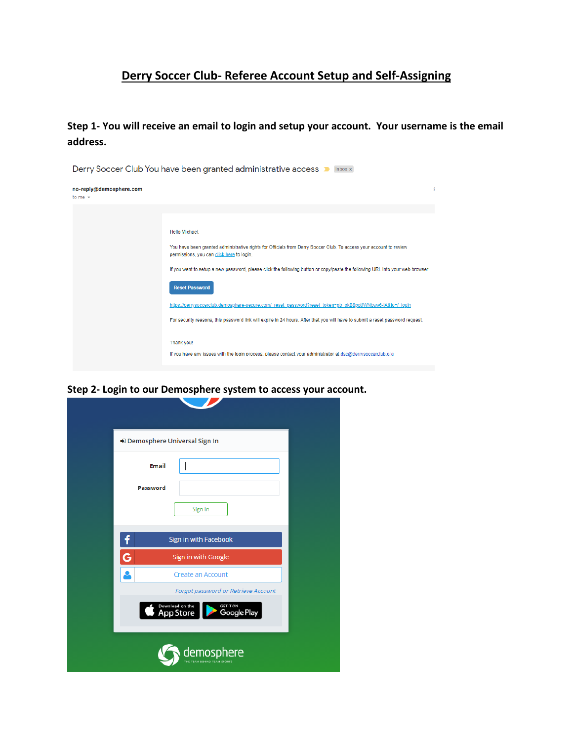# Derry Soccer Club- Referee Account Setup and Self-Assigning

**Step 1- You will receive an email to login and setup your account. Your username is the email address.**

Derry Soccer Club You have been granted administrative access Inbox x

no-reply@demosphere.com
to me

Hello Michael,

You have been granted administrative rights for Officials from Derry Soccer Club. To access your account to review permissions, you can click here to login.

If you want to setup a new password, please click the following button or copy/paste the following URL into your web browser:

Reset Password

https://derrysoccerclub.demosphere-secure.com/_reset_password?reset_token=pb_okB8potfWNbwv6-IA&to=/_login

For security reasons, this password link will expire in 24 hours. After that you will have to submit a reset password request.

Thank you!

If you have any issues with the login process, please contact your administrator at dsc@derrysoccerclub.org

**Step 2- Login to our Demosphere system to access your account.**

Demosphere Universal Sign In

Email

Password

Sign In

Sign in with Facebook

Sign in with Google

Create an Account

*Forgot password or Retrieve Account*

Download on the App Store

GET IT ON Google Play

demosphere
THE TEAM BEHIND TEAM SPORTS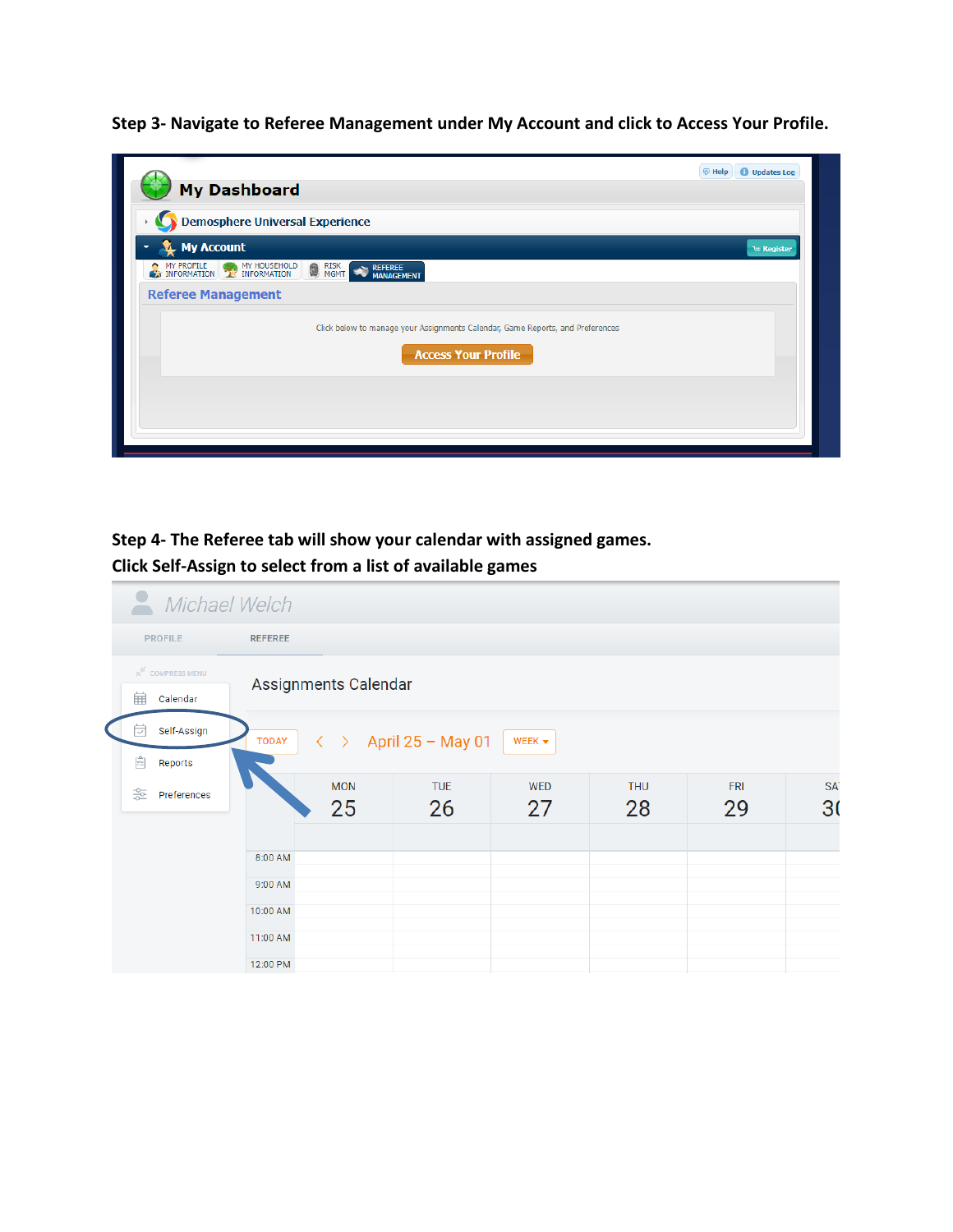**Step 3- Navigate to Referee Management under My Account and click to Access Your Profile.**

**Step 4- The Referee tab will show your calendar with assigned games.**
**Click Self-Assign to select from a list of available games**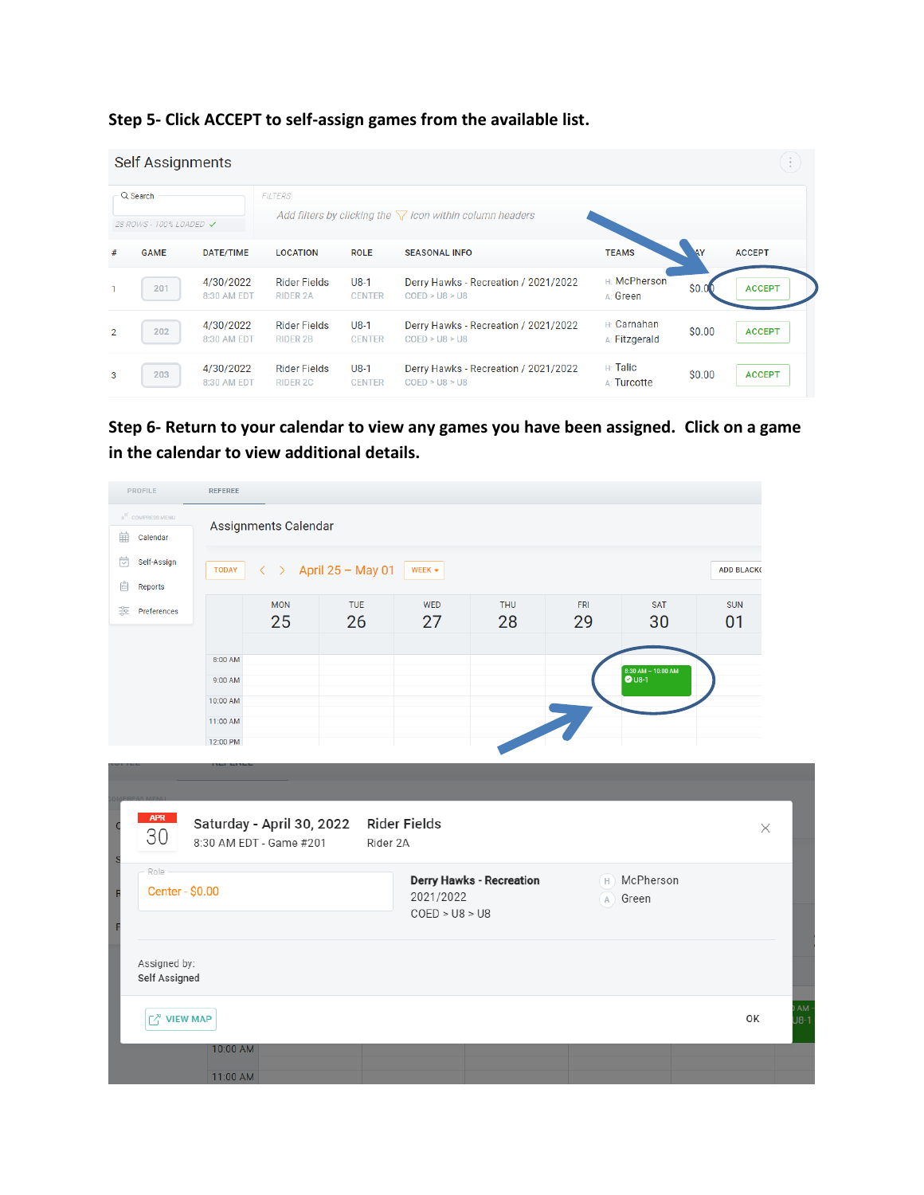**Step 5- Click ACCEPT to self-assign games from the available list.**

Self Assignments

Search

28 ROWS - 100% LOADED

FILTERS

Add filters by clicking the icon within column headers

| # | GAME | DATE/TIME | LOCATION | ROLE | SEASONAL INFO | TEAMS | PAY | ACCEPT |
|---|---|---|---|---|---|---|---|---|
| 1 | 201 | 4/30/2022 8:30 AM EDT | Rider Fields RIDER 2A | U8-1 CENTER | Derry Hawks - Recreation / 2021/2022 COED > U8 > U8 | H: McPherson A: Green | $0.00 | ACCEPT |
| 2 | 202 | 4/30/2022 8:30 AM EDT | Rider Fields RIDER 2B | U8-1 CENTER | Derry Hawks - Recreation / 2021/2022 COED > U8 > U8 | H: Carnahan A: Fitzgerald | $0.00 | ACCEPT |
| 3 | 203 | 4/30/2022 8:30 AM EDT | Rider Fields RIDER 2C | U8-1 CENTER | Derry Hawks - Recreation / 2021/2022 COED > U8 > U8 | H: Talic A: Turcotte | $0.00 | ACCEPT |

**Step 6- Return to your calendar to view any games you have been assigned. Click on a game in the calendar to view additional details.**

PROFILE REFEREE

Calendar
Self-Assign
Reports
Preferences

Assignments Calendar

TODAY < > April 25 – May 01 WEEK ADD BLACKOUT

MON 25 | TUE 26 | WED 27 | THU 28 | FRI 29 | SAT 30 | SUN 01

8:00 AM
9:00 AM
10:00 AM
11:00 AM
12:00 PM

8:30 AM – 10:00 AM U8-1

APR 30 Saturday - April 30, 2022 — 8:30 AM EDT - Game #201

Rider Fields — Rider 2A

Role: Center - $0.00

Derry Hawks - Recreation
2021/2022
COED > U8 > U8

H McPherson
A Green

Assigned by:
Self Assigned

VIEW MAP

OK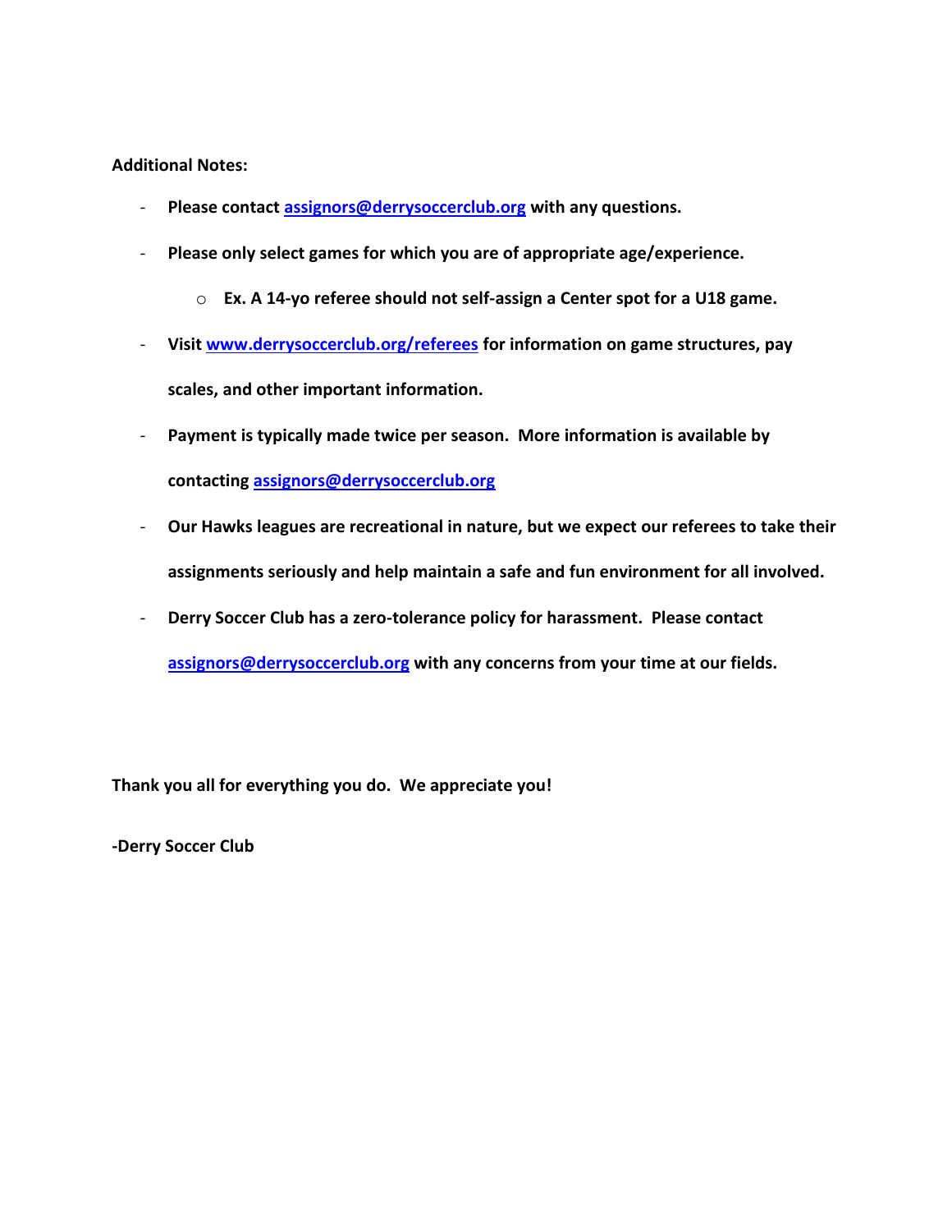**Additional Notes:**

- **Please contact [assignors@derrysoccerclub.org](mailto:assignors@derrysoccerclub.org) with any questions.**
- **Please only select games for which you are of appropriate age/experience.**
    - **Ex. A 14-yo referee should not self-assign a Center spot for a U18 game.**
- **Visit [www.derrysoccerclub.org/referees](http://www.derrysoccerclub.org/referees) for information on game structures, pay scales, and other important information.**
- **Payment is typically made twice per season. More information is available by contacting [assignors@derrysoccerclub.org](mailto:assignors@derrysoccerclub.org)**
- **Our Hawks leagues are recreational in nature, but we expect our referees to take their assignments seriously and help maintain a safe and fun environment for all involved.**
- **Derry Soccer Club has a zero-tolerance policy for harassment. Please contact [assignors@derrysoccerclub.org](mailto:assignors@derrysoccerclub.org) with any concerns from your time at our fields.**

**Thank you all for everything you do. We appreciate you!**

**-Derry Soccer Club**